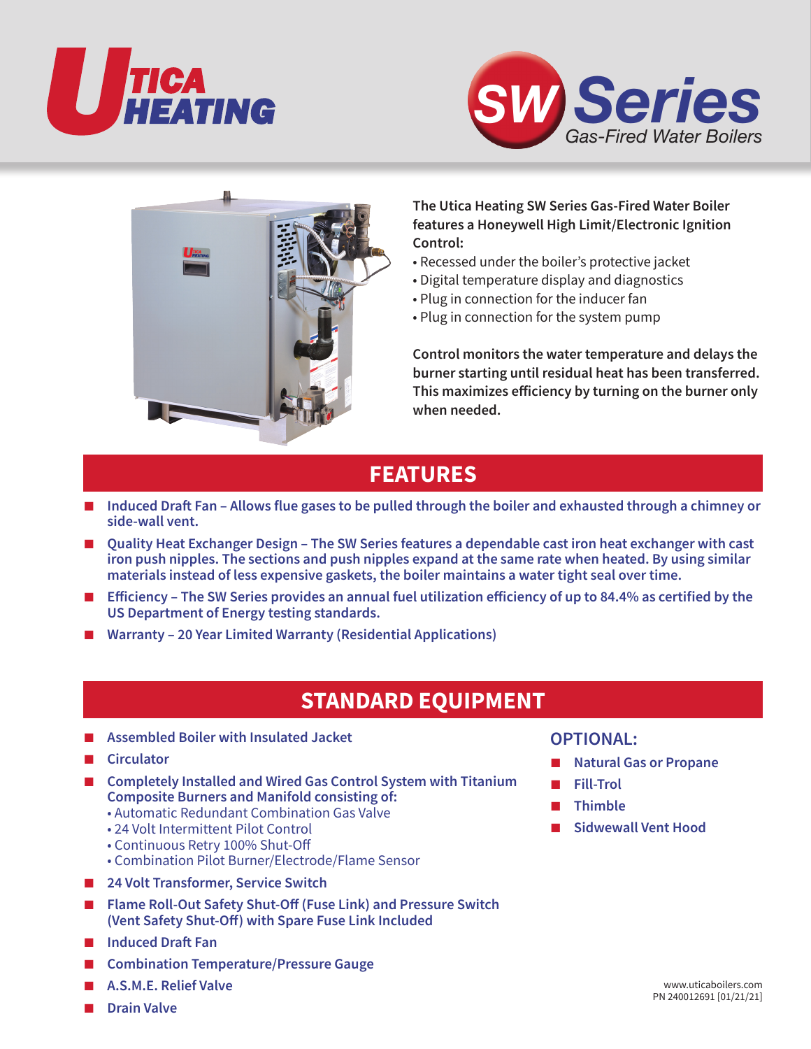# Utica Heating

# SW Series
Gas-Fired Water Boilers

**The Utica Heating SW Series Gas-Fired Water Boiler features a Honeywell High Limit/Electronic Ignition Control:**

- Recessed under the boiler's protective jacket
- Digital temperature display and diagnostics
- Plug in connection for the inducer fan
- Plug in connection for the system pump

**Control monitors the water temperature and delays the burner starting until residual heat has been transferred. This maximizes efficiency by turning on the burner only when needed.**

## FEATURES

- **Induced Draft Fan – Allows flue gases to be pulled through the boiler and exhausted through a chimney or side-wall vent.**
- **Quality Heat Exchanger Design – The SW Series features a dependable cast iron heat exchanger with cast iron push nipples. The sections and push nipples expand at the same rate when heated. By using similar materials instead of less expensive gaskets, the boiler maintains a water tight seal over time.**
- **Efficiency – The SW Series provides an annual fuel utilization efficiency of up to 84.4% as certified by the US Department of Energy testing standards.**
- **Warranty – 20 Year Limited Warranty (Residential Applications)**

## STANDARD EQUIPMENT

- **Assembled Boiler with Insulated Jacket**
- **Circulator**
- **Completely Installed and Wired Gas Control System with Titanium Composite Burners and Manifold consisting of:**
  - Automatic Redundant Combination Gas Valve
  - 24 Volt Intermittent Pilot Control
  - Continuous Retry 100% Shut-Off
  - Combination Pilot Burner/Electrode/Flame Sensor
- **24 Volt Transformer, Service Switch**
- **Flame Roll-Out Safety Shut-Off (Fuse Link) and Pressure Switch (Vent Safety Shut-Off) with Spare Fuse Link Included**
- **Induced Draft Fan**
- **Combination Temperature/Pressure Gauge**
- **A.S.M.E. Relief Valve**
- **Drain Valve**

### OPTIONAL:

- **Natural Gas or Propane**
- **Fill-Trol**
- **Thimble**
- **Sidwewall Vent Hood**

www.uticaboilers.com
PN 240012691 [01/21/21]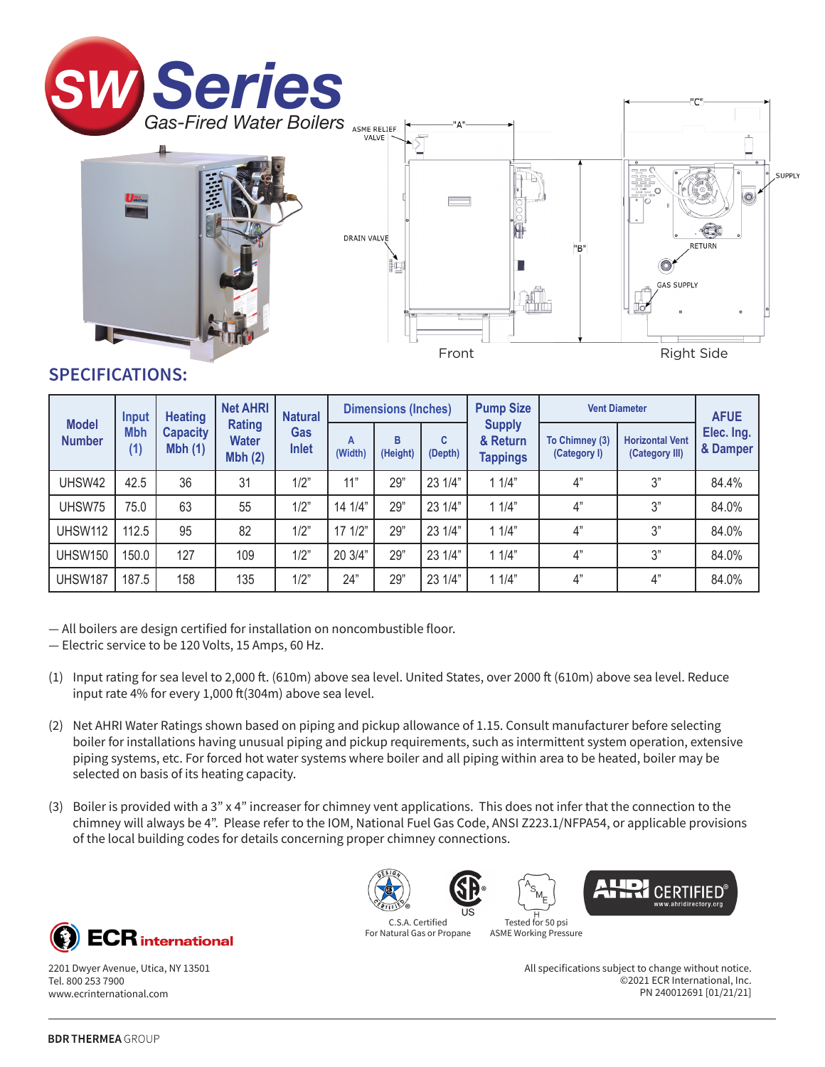# SW Series

*Gas-Fired Water Boilers*

ASME RELIEF VALVE

"A"

"C"

SUPPLY

DRAIN VALVE

"B"

RETURN

GAS SUPPLY

Front

Right Side

## SPECIFICATIONS:

| Model Number | Input Mbh (1) | Heating Capacity Mbh (1) | Net AHRI Rating Water Mbh (2) | Natural Gas Inlet | Dimensions (Inches) | | | Pump Size Supply & Return Tappings | Vent Diameter | | AFUE Elec. Ing. & Damper |
|---|---|---|---|---|---|---|---|---|---|---|---|
| | | | | | A (Width) | B (Height) | C (Depth) | | To Chimney (3) (Category I) | Horizontal Vent (Category III) | |
| UHSW42 | 42.5 | 36 | 31 | 1/2" | 11" | 29" | 23 1/4" | 1 1/4" | 4" | 3" | 84.4% |
| UHSW75 | 75.0 | 63 | 55 | 1/2" | 14 1/4" | 29" | 23 1/4" | 1 1/4" | 4" | 3" | 84.0% |
| UHSW112 | 112.5 | 95 | 82 | 1/2" | 17 1/2" | 29" | 23 1/4" | 1 1/4" | 4" | 3" | 84.0% |
| UHSW150 | 150.0 | 127 | 109 | 1/2" | 20 3/4" | 29" | 23 1/4" | 1 1/4" | 4" | 3" | 84.0% |
| UHSW187 | 187.5 | 158 | 135 | 1/2" | 24" | 29" | 23 1/4" | 1 1/4" | 4" | 4" | 84.0% |

— All boilers are design certified for installation on noncombustible floor.
— Electric service to be 120 Volts, 15 Amps, 60 Hz.

(1) Input rating for sea level to 2,000 ft. (610m) above sea level. United States, over 2000 ft (610m) above sea level. Reduce input rate 4% for every 1,000 ft(304m) above sea level.

(2) Net AHRI Water Ratings shown based on piping and pickup allowance of 1.15. Consult manufacturer before selecting boiler for installations having unusual piping and pickup requirements, such as intermittent system operation, extensive piping systems, etc. For forced hot water systems where boiler and all piping within area to be heated, boiler may be selected on basis of its heating capacity.

(3) Boiler is provided with a 3" x 4" increaser for chimney vent applications. This does not infer that the connection to the chimney will always be 4". Please refer to the IOM, National Fuel Gas Code, ANSI Z223.1/NFPA54, or applicable provisions of the local building codes for details concerning proper chimney connections.

C.S.A. Certified
For Natural Gas or Propane

Tested for 50 psi
ASME Working Pressure

AHRI CERTIFIED® www.ahridirectory.org

ECR international

2201 Dwyer Avenue, Utica, NY 13501
Tel. 800 253 7900
www.ecrinternational.com

All specifications subject to change without notice.
©2021 ECR International, Inc.
PN 240012691 [01/21/21]

BDR THERMEA GROUP